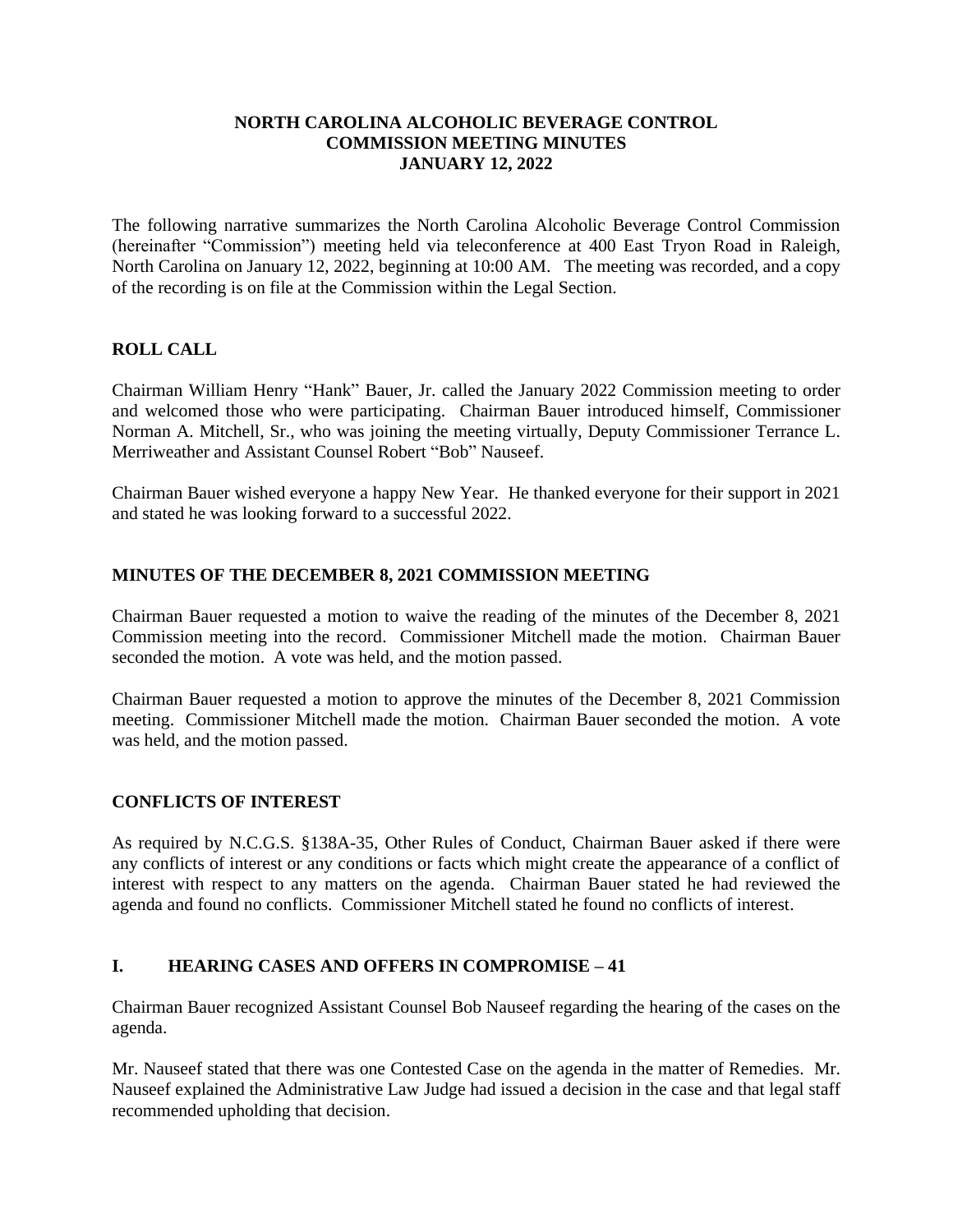# NORTH CAROLINA ALCOHOLIC BEVERAGE CONTROL COMMISSION MEETING MINUTES JANUARY 12, 2022

The following narrative summarizes the North Carolina Alcoholic Beverage Control Commission (hereinafter "Commission") meeting held via teleconference at 400 East Tryon Road in Raleigh, North Carolina on January 12, 2022, beginning at 10:00 AM. The meeting was recorded, and a copy of the recording is on file at the Commission within the Legal Section.

## ROLL CALL

Chairman William Henry "Hank" Bauer, Jr. called the January 2022 Commission meeting to order and welcomed those who were participating. Chairman Bauer introduced himself, Commissioner Norman A. Mitchell, Sr., who was joining the meeting virtually, Deputy Commissioner Terrance L. Merriweather and Assistant Counsel Robert "Bob" Nauseef.

Chairman Bauer wished everyone a happy New Year. He thanked everyone for their support in 2021 and stated he was looking forward to a successful 2022.

## MINUTES OF THE DECEMBER 8, 2021 COMMISSION MEETING

Chairman Bauer requested a motion to waive the reading of the minutes of the December 8, 2021 Commission meeting into the record. Commissioner Mitchell made the motion. Chairman Bauer seconded the motion. A vote was held, and the motion passed.

Chairman Bauer requested a motion to approve the minutes of the December 8, 2021 Commission meeting. Commissioner Mitchell made the motion. Chairman Bauer seconded the motion. A vote was held, and the motion passed.

## CONFLICTS OF INTEREST

As required by N.C.G.S. §138A-35, Other Rules of Conduct, Chairman Bauer asked if there were any conflicts of interest or any conditions or facts which might create the appearance of a conflict of interest with respect to any matters on the agenda. Chairman Bauer stated he had reviewed the agenda and found no conflicts. Commissioner Mitchell stated he found no conflicts of interest.

## I. HEARING CASES AND OFFERS IN COMPROMISE – 41

Chairman Bauer recognized Assistant Counsel Bob Nauseef regarding the hearing of the cases on the agenda.

Mr. Nauseef stated that there was one Contested Case on the agenda in the matter of Remedies. Mr. Nauseef explained the Administrative Law Judge had issued a decision in the case and that legal staff recommended upholding that decision.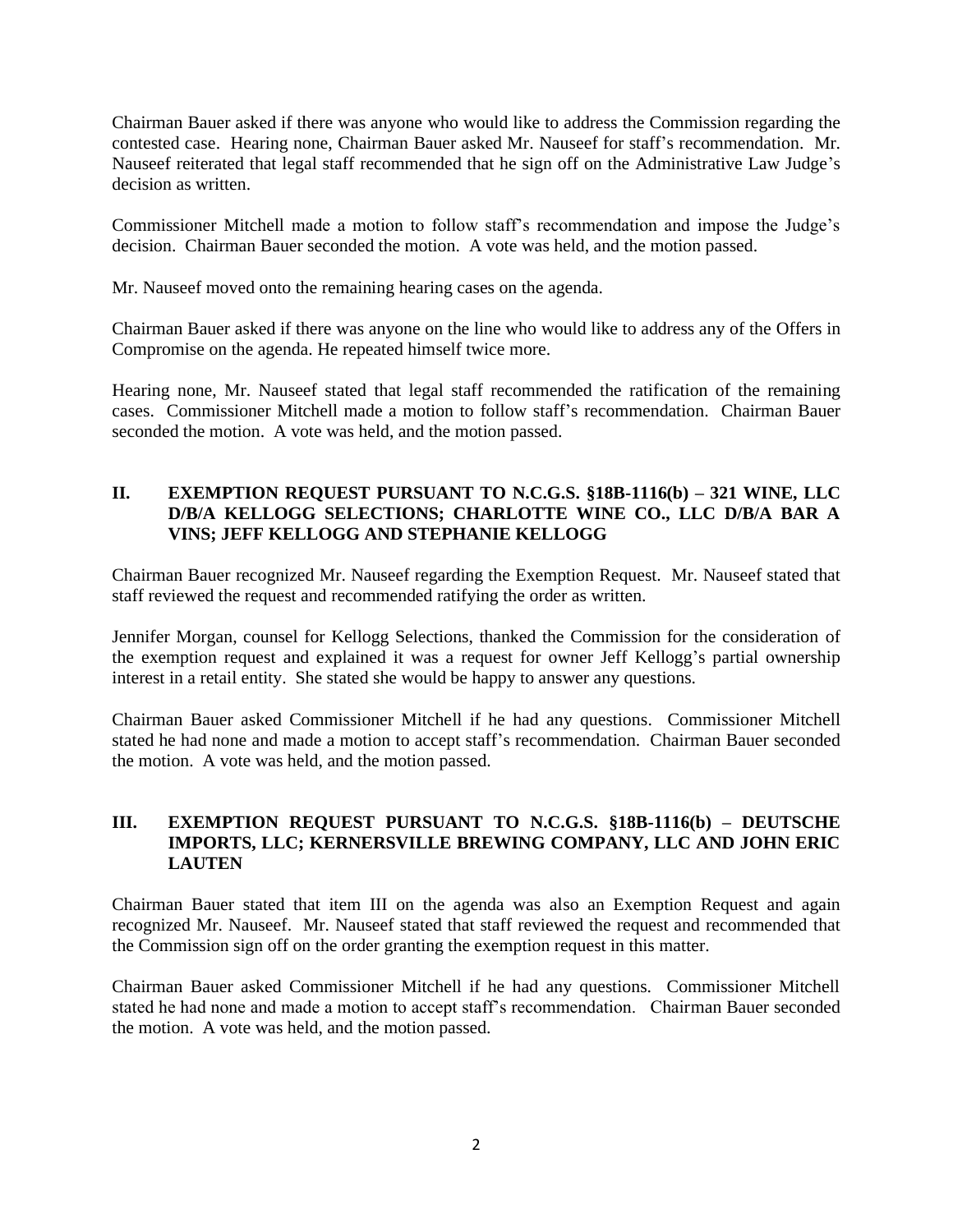Chairman Bauer asked if there was anyone who would like to address the Commission regarding the contested case. Hearing none, Chairman Bauer asked Mr. Nauseef for staff's recommendation. Mr. Nauseef reiterated that legal staff recommended that he sign off on the Administrative Law Judge's decision as written.

Commissioner Mitchell made a motion to follow staff's recommendation and impose the Judge's decision. Chairman Bauer seconded the motion. A vote was held, and the motion passed.

Mr. Nauseef moved onto the remaining hearing cases on the agenda.

Chairman Bauer asked if there was anyone on the line who would like to address any of the Offers in Compromise on the agenda. He repeated himself twice more.

Hearing none, Mr. Nauseef stated that legal staff recommended the ratification of the remaining cases. Commissioner Mitchell made a motion to follow staff's recommendation. Chairman Bauer seconded the motion. A vote was held, and the motion passed.

## II. EXEMPTION REQUEST PURSUANT TO N.C.G.S. §18B-1116(b) – 321 WINE, LLC D/B/A KELLOGG SELECTIONS; CHARLOTTE WINE CO., LLC D/B/A BAR A VINS; JEFF KELLOGG AND STEPHANIE KELLOGG

Chairman Bauer recognized Mr. Nauseef regarding the Exemption Request. Mr. Nauseef stated that staff reviewed the request and recommended ratifying the order as written.

Jennifer Morgan, counsel for Kellogg Selections, thanked the Commission for the consideration of the exemption request and explained it was a request for owner Jeff Kellogg's partial ownership interest in a retail entity. She stated she would be happy to answer any questions.

Chairman Bauer asked Commissioner Mitchell if he had any questions. Commissioner Mitchell stated he had none and made a motion to accept staff's recommendation. Chairman Bauer seconded the motion. A vote was held, and the motion passed.

## III. EXEMPTION REQUEST PURSUANT TO N.C.G.S. §18B-1116(b) – DEUTSCHE IMPORTS, LLC; KERNERSVILLE BREWING COMPANY, LLC AND JOHN ERIC LAUTEN

Chairman Bauer stated that item III on the agenda was also an Exemption Request and again recognized Mr. Nauseef. Mr. Nauseef stated that staff reviewed the request and recommended that the Commission sign off on the order granting the exemption request in this matter.

Chairman Bauer asked Commissioner Mitchell if he had any questions. Commissioner Mitchell stated he had none and made a motion to accept staff's recommendation. Chairman Bauer seconded the motion. A vote was held, and the motion passed.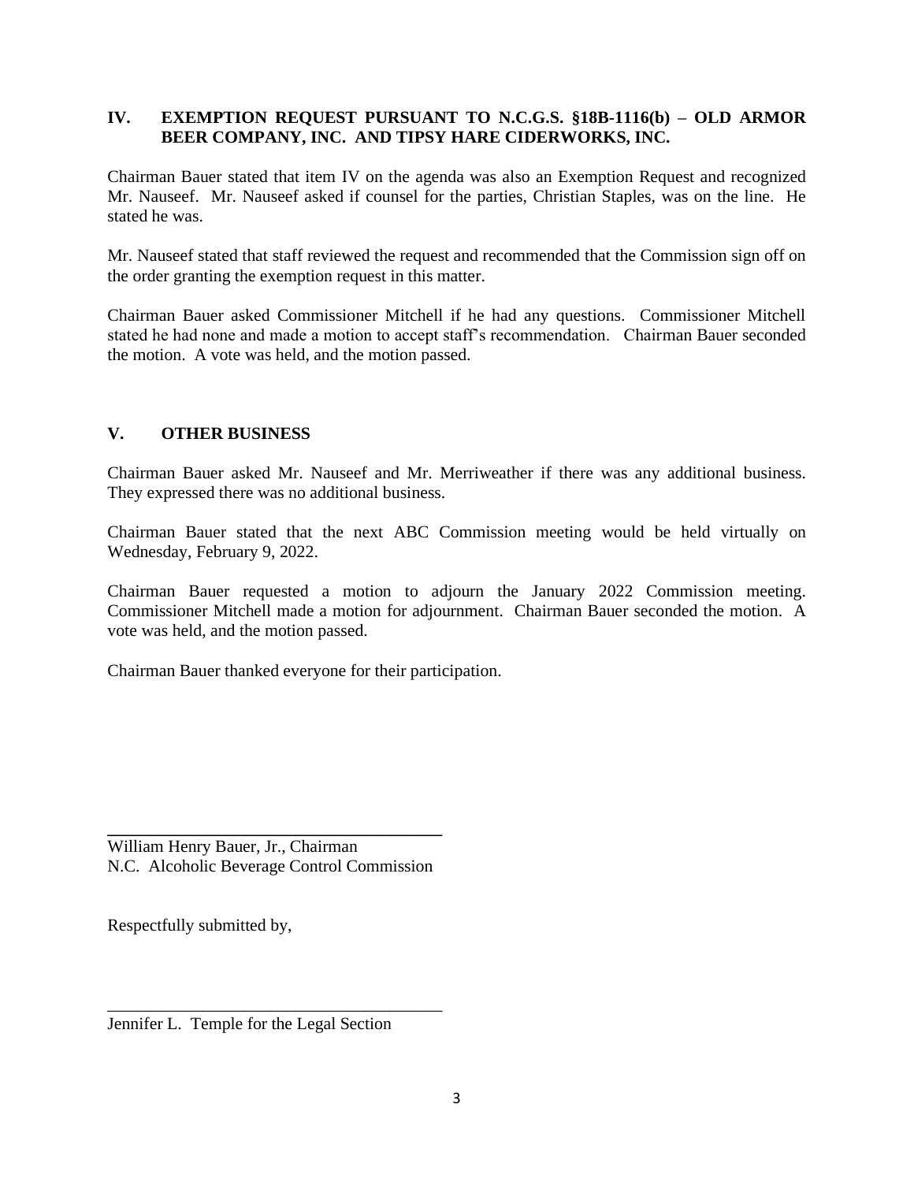## IV. EXEMPTION REQUEST PURSUANT TO N.C.G.S. §18B-1116(b) – OLD ARMOR BEER COMPANY, INC. AND TIPSY HARE CIDERWORKS, INC.

Chairman Bauer stated that item IV on the agenda was also an Exemption Request and recognized Mr. Nauseef. Mr. Nauseef asked if counsel for the parties, Christian Staples, was on the line. He stated he was.

Mr. Nauseef stated that staff reviewed the request and recommended that the Commission sign off on the order granting the exemption request in this matter.

Chairman Bauer asked Commissioner Mitchell if he had any questions. Commissioner Mitchell stated he had none and made a motion to accept staff's recommendation. Chairman Bauer seconded the motion. A vote was held, and the motion passed.

## V. OTHER BUSINESS

Chairman Bauer asked Mr. Nauseef and Mr. Merriweather if there was any additional business. They expressed there was no additional business.

Chairman Bauer stated that the next ABC Commission meeting would be held virtually on Wednesday, February 9, 2022.

Chairman Bauer requested a motion to adjourn the January 2022 Commission meeting. Commissioner Mitchell made a motion for adjournment. Chairman Bauer seconded the motion. A vote was held, and the motion passed.

Chairman Bauer thanked everyone for their participation.

\_\_\_\_\_\_\_\_\_\_\_\_\_\_\_\_\_\_\_\_\_\_\_\_\_\_\_\_\_\_\_\_\_\_\_\_\_\_\_\_

William Henry Bauer, Jr., Chairman
N.C. Alcoholic Beverage Control Commission

Respectfully submitted by,

\_\_\_\_\_\_\_\_\_\_\_\_\_\_\_\_\_\_\_\_\_\_\_\_\_\_\_\_\_\_\_\_\_\_\_\_\_\_\_\_

Jennifer L. Temple for the Legal Section